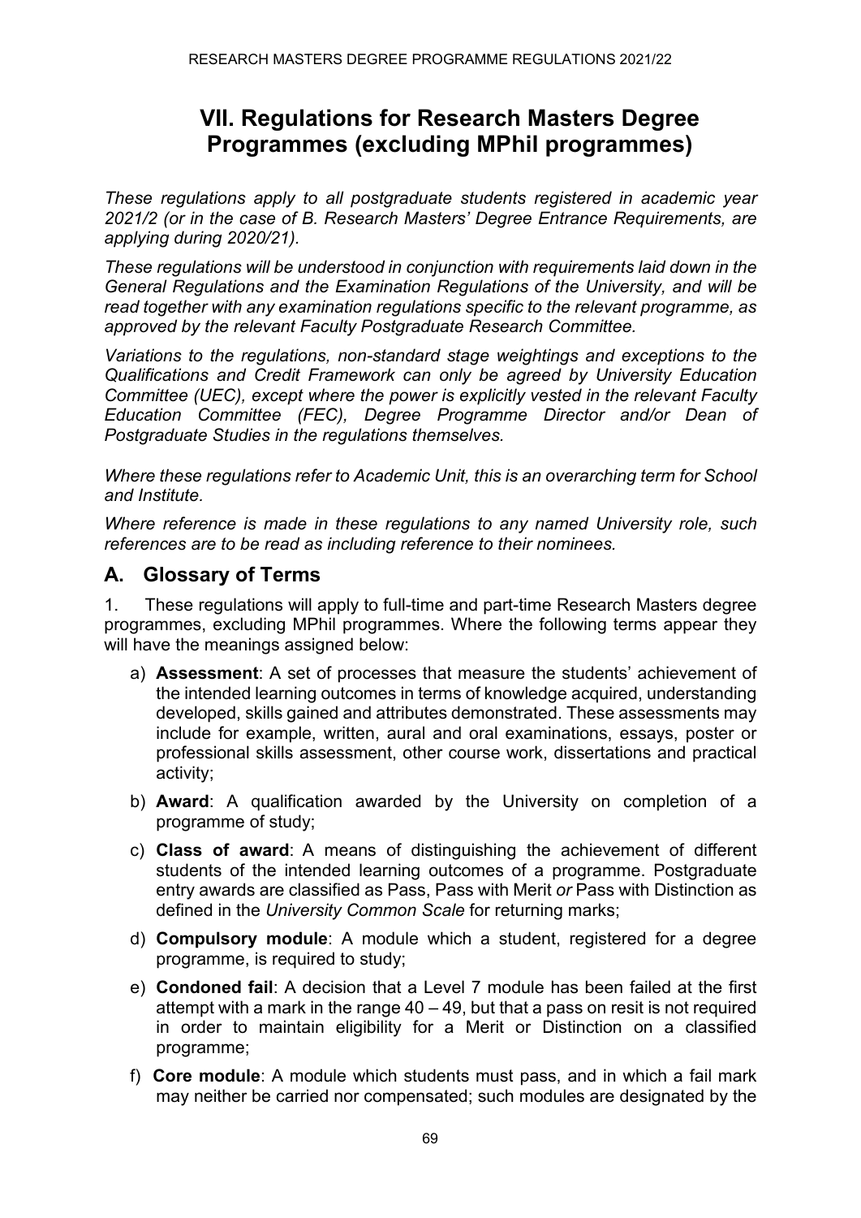# VII. Regulations for Research Masters Degree Programmes (excluding MPhil programmes)

*These regulations apply to all postgraduate students registered in academic year 2021/2 (or in the case of B. Research Masters' Degree Entrance Requirements, are applying during 2020/21).*

*These regulations will be understood in conjunction with requirements laid down in the General Regulations and the Examination Regulations of the University, and will be read together with any examination regulations specific to the relevant programme, as approved by the relevant Faculty Postgraduate Research Committee.*

*Variations to the regulations, non-standard stage weightings and exceptions to the Qualifications and Credit Framework can only be agreed by University Education Committee (UEC), except where the power is explicitly vested in the relevant Faculty Education Committee (FEC), Degree Programme Director and/or Dean of Postgraduate Studies in the regulations themselves.*

*Where these regulations refer to Academic Unit, this is an overarching term for School and Institute.*

*Where reference is made in these regulations to any named University role, such references are to be read as including reference to their nominees.*

## A. Glossary of Terms

1. These regulations will apply to full-time and part-time Research Masters degree programmes, excluding MPhil programmes. Where the following terms appear they will have the meanings assigned below:

   a) **Assessment**: A set of processes that measure the students' achievement of the intended learning outcomes in terms of knowledge acquired, understanding developed, skills gained and attributes demonstrated. These assessments may include for example, written, aural and oral examinations, essays, poster or professional skills assessment, other course work, dissertations and practical activity;

   b) **Award**: A qualification awarded by the University on completion of a programme of study;

   c) **Class of award**: A means of distinguishing the achievement of different students of the intended learning outcomes of a programme. Postgraduate entry awards are classified as Pass, Pass with Merit *or* Pass with Distinction as defined in the *University Common Scale* for returning marks;

   d) **Compulsory module**: A module which a student, registered for a degree programme, is required to study;

   e) **Condoned fail**: A decision that a Level 7 module has been failed at the first attempt with a mark in the range 40 – 49, but that a pass on resit is not required in order to maintain eligibility for a Merit or Distinction on a classified programme;

   f) **Core module**: A module which students must pass, and in which a fail mark may neither be carried nor compensated; such modules are designated by the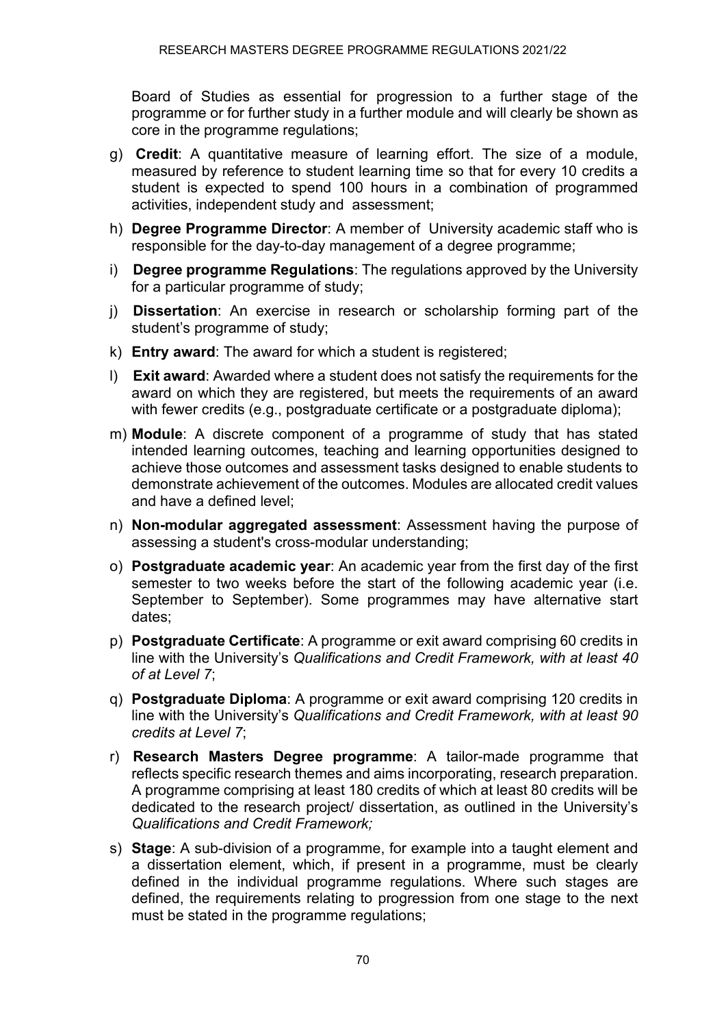Board of Studies as essential for progression to a further stage of the programme or for further study in a further module and will clearly be shown as core in the programme regulations;

g) **Credit**: A quantitative measure of learning effort. The size of a module, measured by reference to student learning time so that for every 10 credits a student is expected to spend 100 hours in a combination of programmed activities, independent study and assessment;

h) **Degree Programme Director**: A member of University academic staff who is responsible for the day-to-day management of a degree programme;

i) **Degree programme Regulations**: The regulations approved by the University for a particular programme of study;

j) **Dissertation**: An exercise in research or scholarship forming part of the student's programme of study;

k) **Entry award**: The award for which a student is registered;

l) **Exit award**: Awarded where a student does not satisfy the requirements for the award on which they are registered, but meets the requirements of an award with fewer credits (e.g., postgraduate certificate or a postgraduate diploma);

m) **Module**: A discrete component of a programme of study that has stated intended learning outcomes, teaching and learning opportunities designed to achieve those outcomes and assessment tasks designed to enable students to demonstrate achievement of the outcomes. Modules are allocated credit values and have a defined level;

n) **Non-modular aggregated assessment**: Assessment having the purpose of assessing a student's cross-modular understanding;

o) **Postgraduate academic year**: An academic year from the first day of the first semester to two weeks before the start of the following academic year (i.e. September to September). Some programmes may have alternative start dates;

p) **Postgraduate Certificate**: A programme or exit award comprising 60 credits in line with the University's *Qualifications and Credit Framework, with at least 40 of at Level 7*;

q) **Postgraduate Diploma**: A programme or exit award comprising 120 credits in line with the University's *Qualifications and Credit Framework, with at least 90 credits at Level 7*;

r) **Research Masters Degree programme**: A tailor-made programme that reflects specific research themes and aims incorporating, research preparation. A programme comprising at least 180 credits of which at least 80 credits will be dedicated to the research project/ dissertation, as outlined in the University's *Qualifications and Credit Framework;*

s) **Stage**: A sub-division of a programme, for example into a taught element and a dissertation element, which, if present in a programme, must be clearly defined in the individual programme regulations. Where such stages are defined, the requirements relating to progression from one stage to the next must be stated in the programme regulations;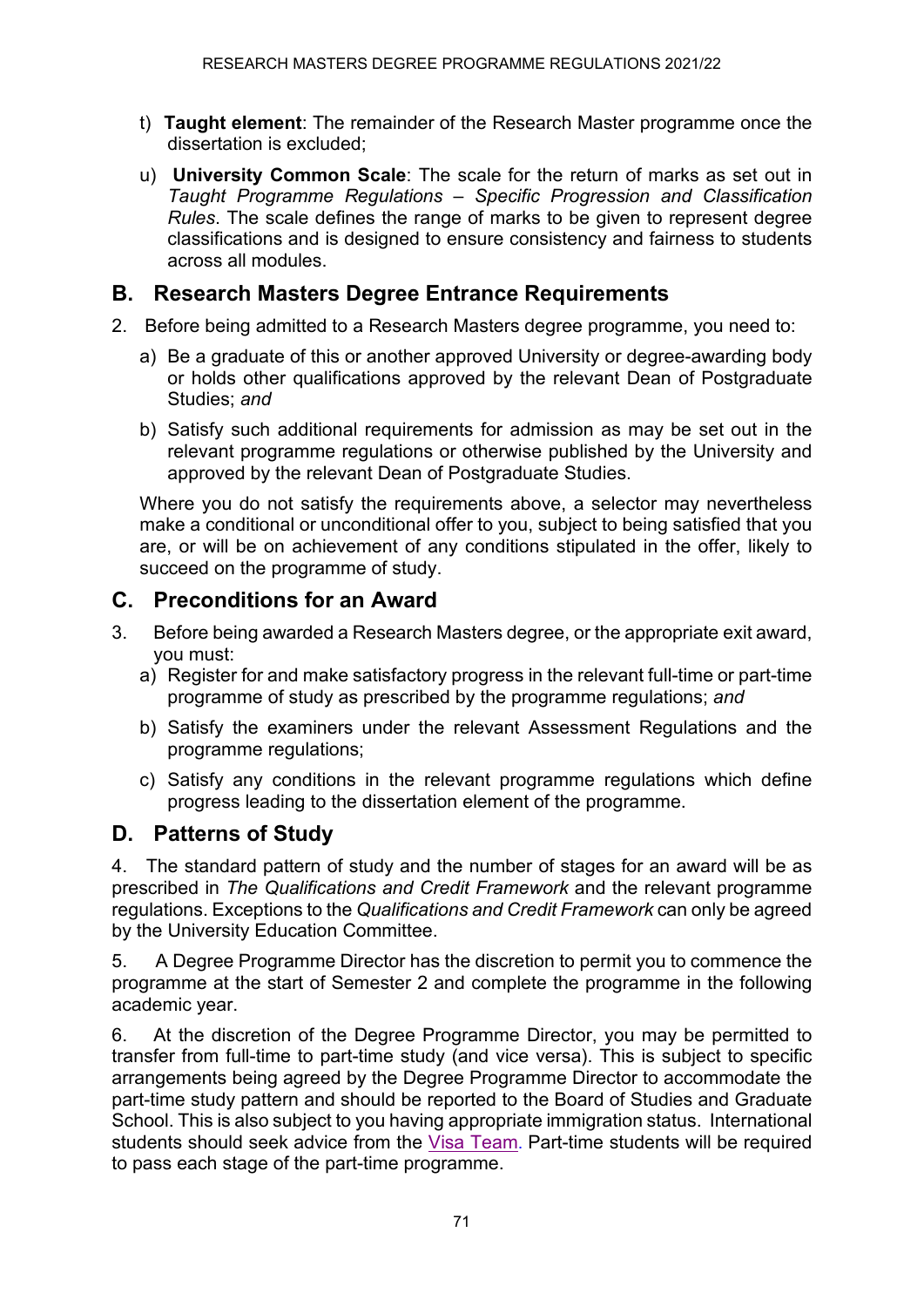t) **Taught element**: The remainder of the Research Master programme once the dissertation is excluded;

u) **University Common Scale**: The scale for the return of marks as set out in *Taught Programme Regulations – Specific Progression and Classification Rules*. The scale defines the range of marks to be given to represent degree classifications and is designed to ensure consistency and fairness to students across all modules.

## B. Research Masters Degree Entrance Requirements

2. Before being admitted to a Research Masters degree programme, you need to:

   a) Be a graduate of this or another approved University or degree-awarding body or holds other qualifications approved by the relevant Dean of Postgraduate Studies; *and*

   b) Satisfy such additional requirements for admission as may be set out in the relevant programme regulations or otherwise published by the University and approved by the relevant Dean of Postgraduate Studies.

   Where you do not satisfy the requirements above, a selector may nevertheless make a conditional or unconditional offer to you, subject to being satisfied that you are, or will be on achievement of any conditions stipulated in the offer, likely to succeed on the programme of study.

## C. Preconditions for an Award

3. Before being awarded a Research Masters degree, or the appropriate exit award, you must:

   a) Register for and make satisfactory progress in the relevant full-time or part-time programme of study as prescribed by the programme regulations; *and*

   b) Satisfy the examiners under the relevant Assessment Regulations and the programme regulations;

   c) Satisfy any conditions in the relevant programme regulations which define progress leading to the dissertation element of the programme.

## D. Patterns of Study

4. The standard pattern of study and the number of stages for an award will be as prescribed in *The Qualifications and Credit Framework* and the relevant programme regulations. Exceptions to the *Qualifications and Credit Framework* can only be agreed by the University Education Committee.

5. A Degree Programme Director has the discretion to permit you to commence the programme at the start of Semester 2 and complete the programme in the following academic year.

6. At the discretion of the Degree Programme Director, you may be permitted to transfer from full-time to part-time study (and vice versa). This is subject to specific arrangements being agreed by the Degree Programme Director to accommodate the part-time study pattern and should be reported to the Board of Studies and Graduate School. This is also subject to you having appropriate immigration status. International students should seek advice from the Visa Team. Part-time students will be required to pass each stage of the part-time programme.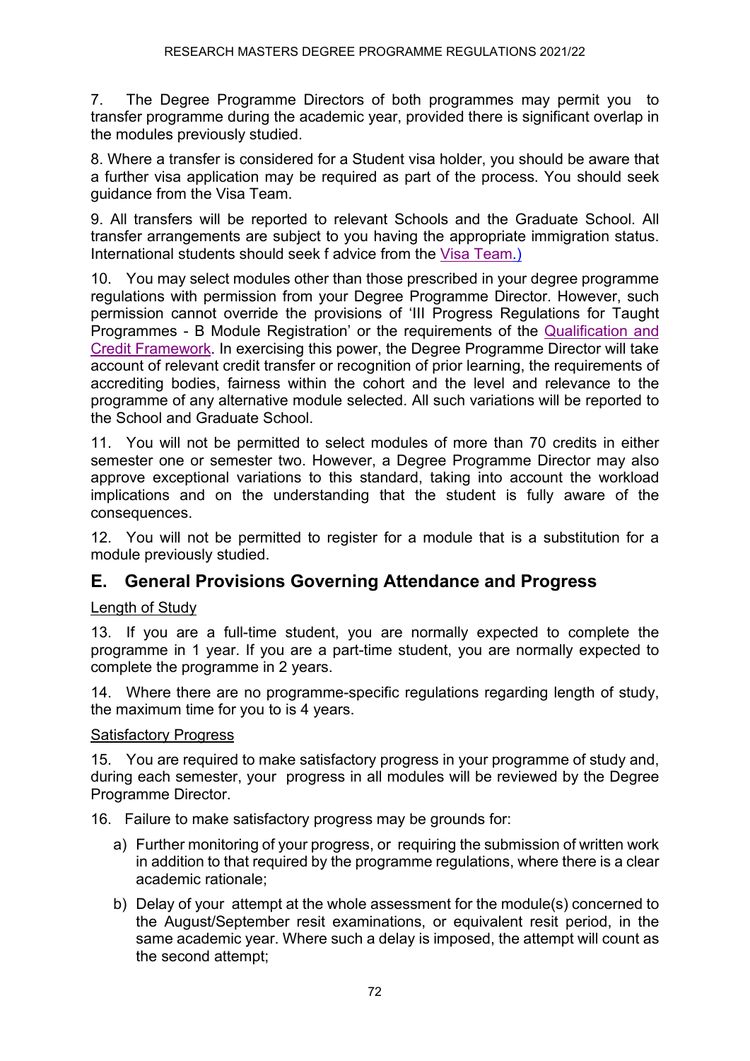7. The Degree Programme Directors of both programmes may permit you to transfer programme during the academic year, provided there is significant overlap in the modules previously studied.

8. Where a transfer is considered for a Student visa holder, you should be aware that a further visa application may be required as part of the process. You should seek guidance from the Visa Team.

9. All transfers will be reported to relevant Schools and the Graduate School. All transfer arrangements are subject to you having the appropriate immigration status. International students should seek f advice from the Visa Team.)

10. You may select modules other than those prescribed in your degree programme regulations with permission from your Degree Programme Director. However, such permission cannot override the provisions of 'III Progress Regulations for Taught Programmes - B Module Registration' or the requirements of the Qualification and Credit Framework. In exercising this power, the Degree Programme Director will take account of relevant credit transfer or recognition of prior learning, the requirements of accrediting bodies, fairness within the cohort and the level and relevance to the programme of any alternative module selected. All such variations will be reported to the School and Graduate School.

11. You will not be permitted to select modules of more than 70 credits in either semester one or semester two. However, a Degree Programme Director may also approve exceptional variations to this standard, taking into account the workload implications and on the understanding that the student is fully aware of the consequences.

12. You will not be permitted to register for a module that is a substitution for a module previously studied.

## E. General Provisions Governing Attendance and Progress

Length of Study

13. If you are a full-time student, you are normally expected to complete the programme in 1 year. If you are a part-time student, you are normally expected to complete the programme in 2 years.

14. Where there are no programme-specific regulations regarding length of study, the maximum time for you to is 4 years.

Satisfactory Progress

15. You are required to make satisfactory progress in your programme of study and, during each semester, your progress in all modules will be reviewed by the Degree Programme Director.

16. Failure to make satisfactory progress may be grounds for:

a) Further monitoring of your progress, or requiring the submission of written work in addition to that required by the programme regulations, where there is a clear academic rationale;

b) Delay of your attempt at the whole assessment for the module(s) concerned to the August/September resit examinations, or equivalent resit period, in the same academic year. Where such a delay is imposed, the attempt will count as the second attempt;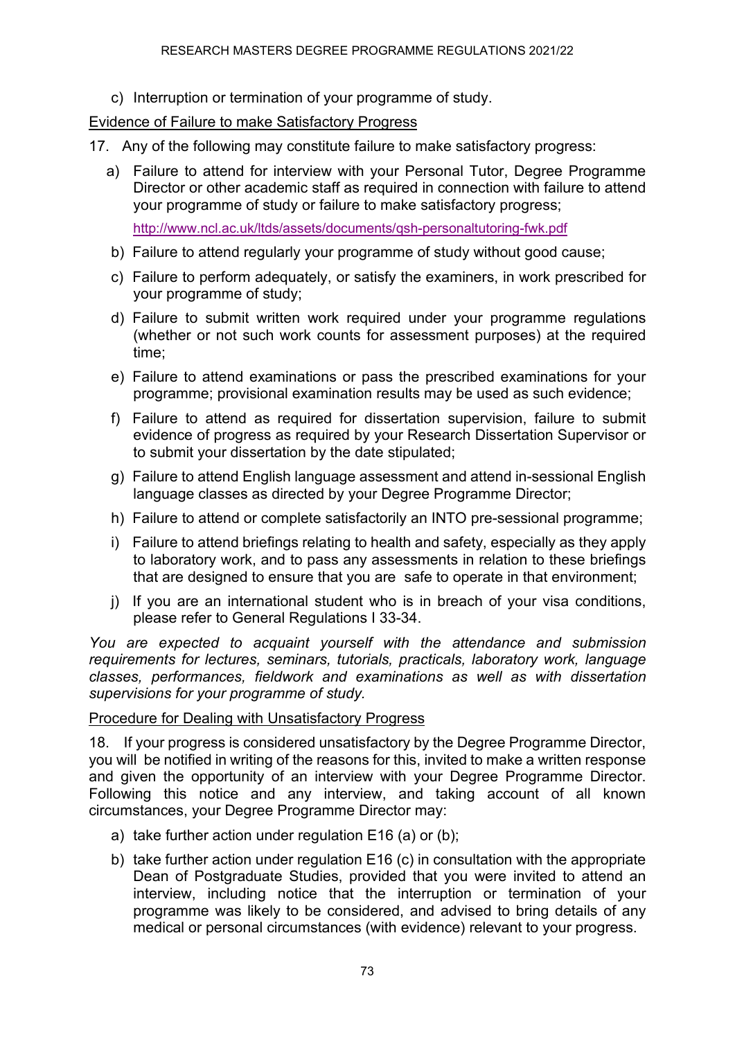c) Interruption or termination of your programme of study.

Evidence of Failure to make Satisfactory Progress

17. Any of the following may constitute failure to make satisfactory progress:

   a) Failure to attend for interview with your Personal Tutor, Degree Programme Director or other academic staff as required in connection with failure to attend your programme of study or failure to make satisfactory progress;

      http://www.ncl.ac.uk/ltds/assets/documents/qsh-personaltutoring-fwk.pdf

   b) Failure to attend regularly your programme of study without good cause;

   c) Failure to perform adequately, or satisfy the examiners, in work prescribed for your programme of study;

   d) Failure to submit written work required under your programme regulations (whether or not such work counts for assessment purposes) at the required time;

   e) Failure to attend examinations or pass the prescribed examinations for your programme; provisional examination results may be used as such evidence;

   f) Failure to attend as required for dissertation supervision, failure to submit evidence of progress as required by your Research Dissertation Supervisor or to submit your dissertation by the date stipulated;

   g) Failure to attend English language assessment and attend in-sessional English language classes as directed by your Degree Programme Director;

   h) Failure to attend or complete satisfactorily an INTO pre-sessional programme;

   i) Failure to attend briefings relating to health and safety, especially as they apply to laboratory work, and to pass any assessments in relation to these briefings that are designed to ensure that you are safe to operate in that environment;

   j) If you are an international student who is in breach of your visa conditions, please refer to General Regulations I 33-34.

*You are expected to acquaint yourself with the attendance and submission requirements for lectures, seminars, tutorials, practicals, laboratory work, language classes, performances, fieldwork and examinations as well as with dissertation supervisions for your programme of study.*

Procedure for Dealing with Unsatisfactory Progress

18. If your progress is considered unsatisfactory by the Degree Programme Director, you will be notified in writing of the reasons for this, invited to make a written response and given the opportunity of an interview with your Degree Programme Director. Following this notice and any interview, and taking account of all known circumstances, your Degree Programme Director may:

   a) take further action under regulation E16 (a) or (b);

   b) take further action under regulation E16 (c) in consultation with the appropriate Dean of Postgraduate Studies, provided that you were invited to attend an interview, including notice that the interruption or termination of your programme was likely to be considered, and advised to bring details of any medical or personal circumstances (with evidence) relevant to your progress.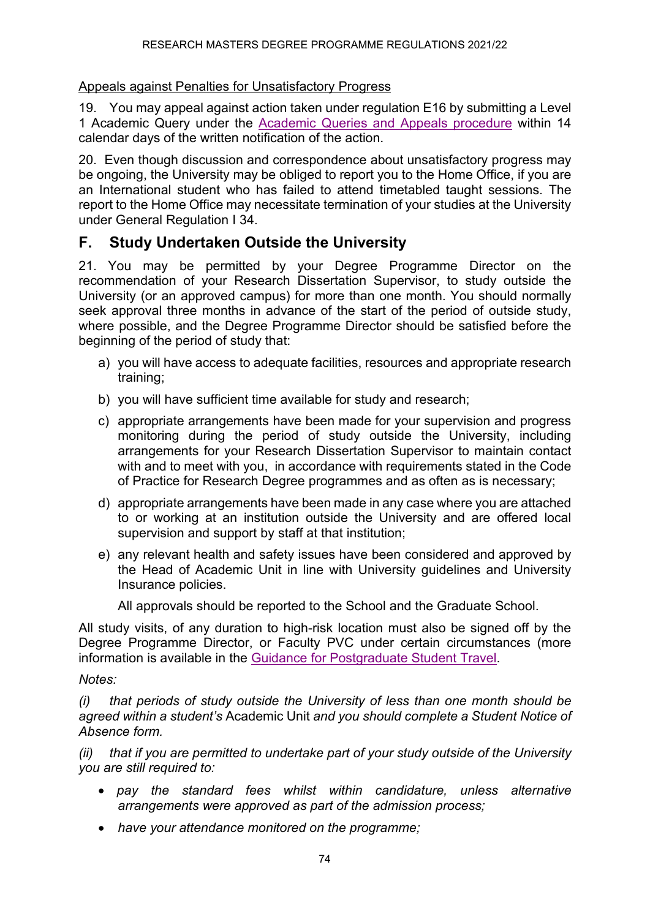Appeals against Penalties for Unsatisfactory Progress

19. You may appeal against action taken under regulation E16 by submitting a Level 1 Academic Query under the [Academic Queries and Appeals procedure] within 14 calendar days of the written notification of the action.

20. Even though discussion and correspondence about unsatisfactory progress may be ongoing, the University may be obliged to report you to the Home Office, if you are an International student who has failed to attend timetabled taught sessions. The report to the Home Office may necessitate termination of your studies at the University under General Regulation I 34.

## F. Study Undertaken Outside the University

21. You may be permitted by your Degree Programme Director on the recommendation of your Research Dissertation Supervisor, to study outside the University (or an approved campus) for more than one month. You should normally seek approval three months in advance of the start of the period of outside study, where possible, and the Degree Programme Director should be satisfied before the beginning of the period of study that:

a) you will have access to adequate facilities, resources and appropriate research training;

b) you will have sufficient time available for study and research;

c) appropriate arrangements have been made for your supervision and progress monitoring during the period of study outside the University, including arrangements for your Research Dissertation Supervisor to maintain contact with and to meet with you, in accordance with requirements stated in the Code of Practice for Research Degree programmes and as often as is necessary;

d) appropriate arrangements have been made in any case where you are attached to or working at an institution outside the University and are offered local supervision and support by staff at that institution;

e) any relevant health and safety issues have been considered and approved by the Head of Academic Unit in line with University guidelines and University Insurance policies.

All approvals should be reported to the School and the Graduate School.

All study visits, of any duration to high-risk location must also be signed off by the Degree Programme Director, or Faculty PVC under certain circumstances (more information is available in the [Guidance for Postgraduate Student Travel].

*Notes:*

*(i) that periods of study outside the University of less than one month should be agreed within a student's* Academic Unit *and you should complete a Student Notice of Absence form.*

*(ii) that if you are permitted to undertake part of your study outside of the University you are still required to:*

- *pay the standard fees whilst within candidature, unless alternative arrangements were approved as part of the admission process;*
- *have your attendance monitored on the programme;*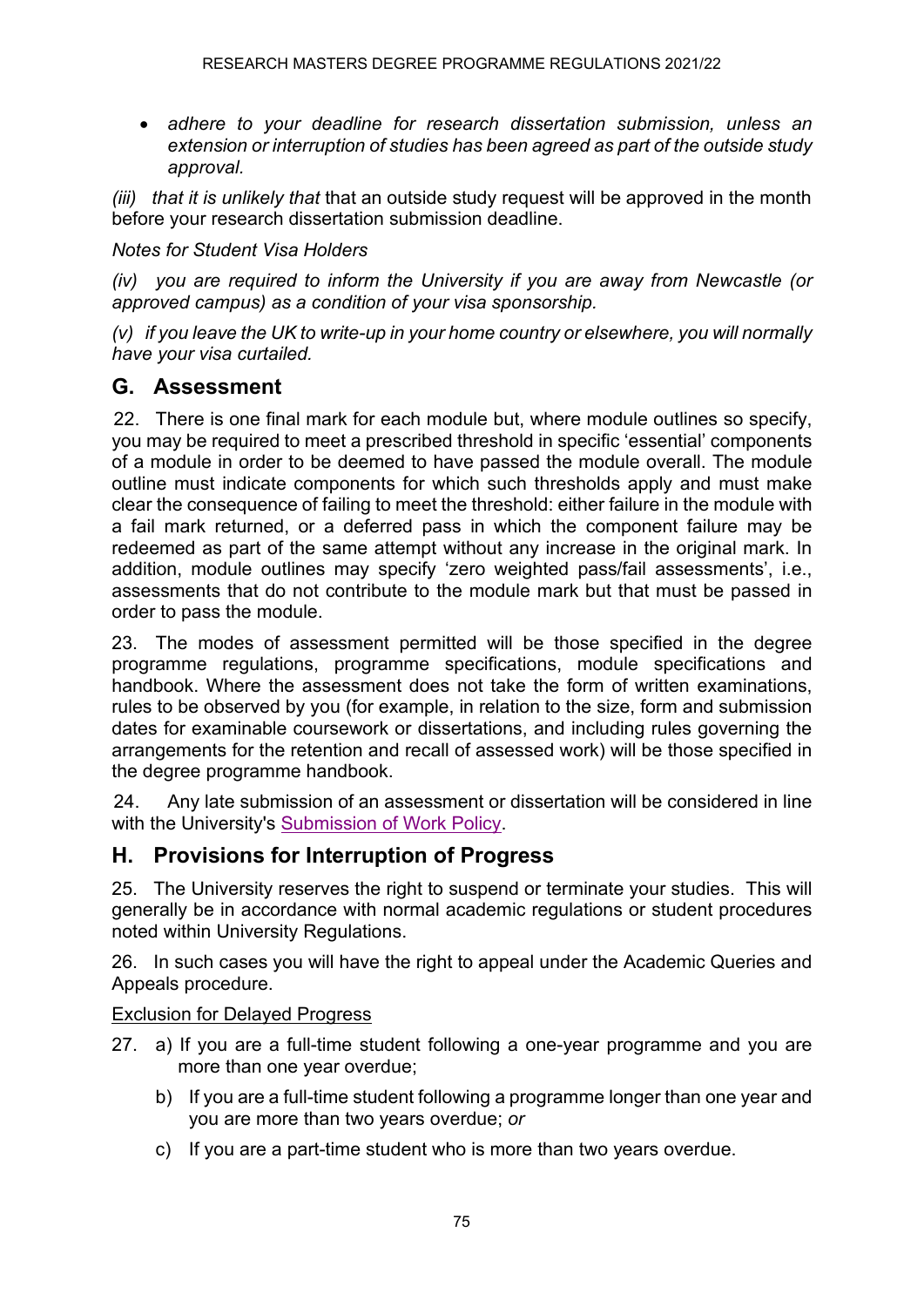- *adhere to your deadline for research dissertation submission, unless an extension or interruption of studies has been agreed as part of the outside study approval.*

*(iii) that it is unlikely that* that an outside study request will be approved in the month before your research dissertation submission deadline.

*Notes for Student Visa Holders*

*(iv) you are required to inform the University if you are away from Newcastle (or approved campus) as a condition of your visa sponsorship.*

*(v) if you leave the UK to write-up in your home country or elsewhere, you will normally have your visa curtailed.*

## G. Assessment

22. There is one final mark for each module but, where module outlines so specify, you may be required to meet a prescribed threshold in specific 'essential' components of a module in order to be deemed to have passed the module overall. The module outline must indicate components for which such thresholds apply and must make clear the consequence of failing to meet the threshold: either failure in the module with a fail mark returned, or a deferred pass in which the component failure may be redeemed as part of the same attempt without any increase in the original mark. In addition, module outlines may specify 'zero weighted pass/fail assessments', i.e., assessments that do not contribute to the module mark but that must be passed in order to pass the module.

23. The modes of assessment permitted will be those specified in the degree programme regulations, programme specifications, module specifications and handbook. Where the assessment does not take the form of written examinations, rules to be observed by you (for example, in relation to the size, form and submission dates for examinable coursework or dissertations, and including rules governing the arrangements for the retention and recall of assessed work) will be those specified in the degree programme handbook.

24. Any late submission of an assessment or dissertation will be considered in line with the University's Submission of Work Policy.

## H. Provisions for Interruption of Progress

25. The University reserves the right to suspend or terminate your studies. This will generally be in accordance with normal academic regulations or student procedures noted within University Regulations.

26. In such cases you will have the right to appeal under the Academic Queries and Appeals procedure.

Exclusion for Delayed Progress

27. a) If you are a full-time student following a one-year programme and you are more than one year overdue;

b) If you are a full-time student following a programme longer than one year and you are more than two years overdue; *or*

c) If you are a part-time student who is more than two years overdue.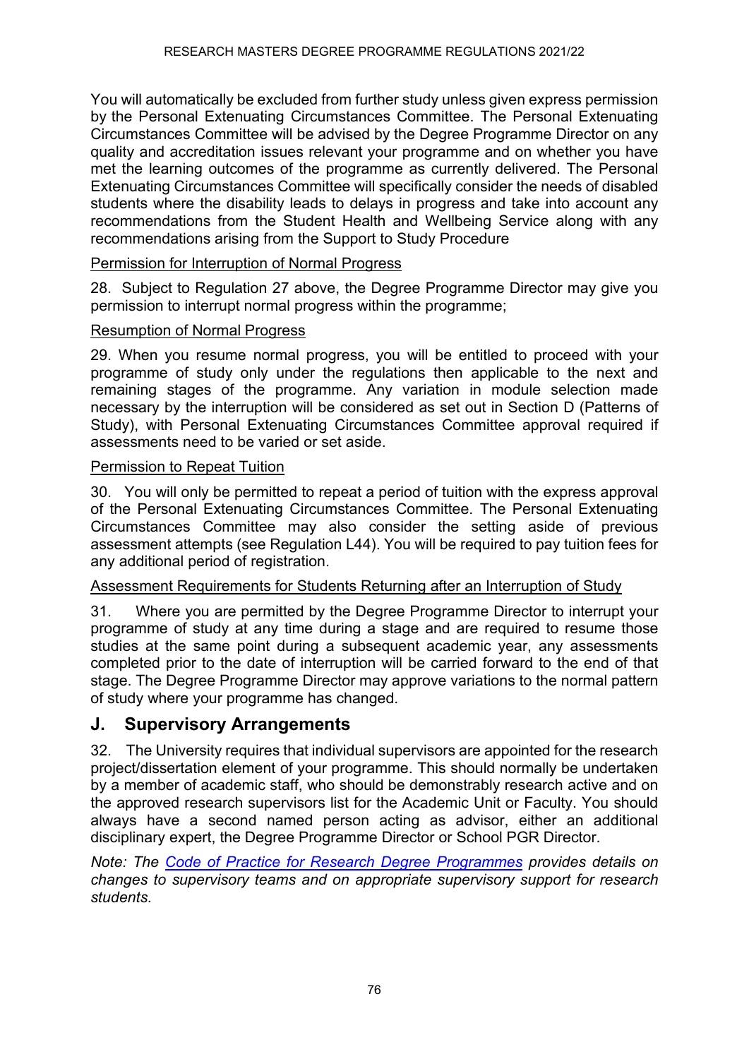You will automatically be excluded from further study unless given express permission by the Personal Extenuating Circumstances Committee. The Personal Extenuating Circumstances Committee will be advised by the Degree Programme Director on any quality and accreditation issues relevant your programme and on whether you have met the learning outcomes of the programme as currently delivered. The Personal Extenuating Circumstances Committee will specifically consider the needs of disabled students where the disability leads to delays in progress and take into account any recommendations from the Student Health and Wellbeing Service along with any recommendations arising from the Support to Study Procedure

Permission for Interruption of Normal Progress

28. Subject to Regulation 27 above, the Degree Programme Director may give you permission to interrupt normal progress within the programme;

Resumption of Normal Progress

29. When you resume normal progress, you will be entitled to proceed with your programme of study only under the regulations then applicable to the next and remaining stages of the programme. Any variation in module selection made necessary by the interruption will be considered as set out in Section D (Patterns of Study), with Personal Extenuating Circumstances Committee approval required if assessments need to be varied or set aside.

Permission to Repeat Tuition

30. You will only be permitted to repeat a period of tuition with the express approval of the Personal Extenuating Circumstances Committee. The Personal Extenuating Circumstances Committee may also consider the setting aside of previous assessment attempts (see Regulation L44). You will be required to pay tuition fees for any additional period of registration.

Assessment Requirements for Students Returning after an Interruption of Study

31. Where you are permitted by the Degree Programme Director to interrupt your programme of study at any time during a stage and are required to resume those studies at the same point during a subsequent academic year, any assessments completed prior to the date of interruption will be carried forward to the end of that stage. The Degree Programme Director may approve variations to the normal pattern of study where your programme has changed.

## J. Supervisory Arrangements

32. The University requires that individual supervisors are appointed for the research project/dissertation element of your programme. This should normally be undertaken by a member of academic staff, who should be demonstrably research active and on the approved research supervisors list for the Academic Unit or Faculty. You should always have a second named person acting as advisor, either an additional disciplinary expert, the Degree Programme Director or School PGR Director.

*Note: The Code of Practice for Research Degree Programmes provides details on changes to supervisory teams and on appropriate supervisory support for research students.*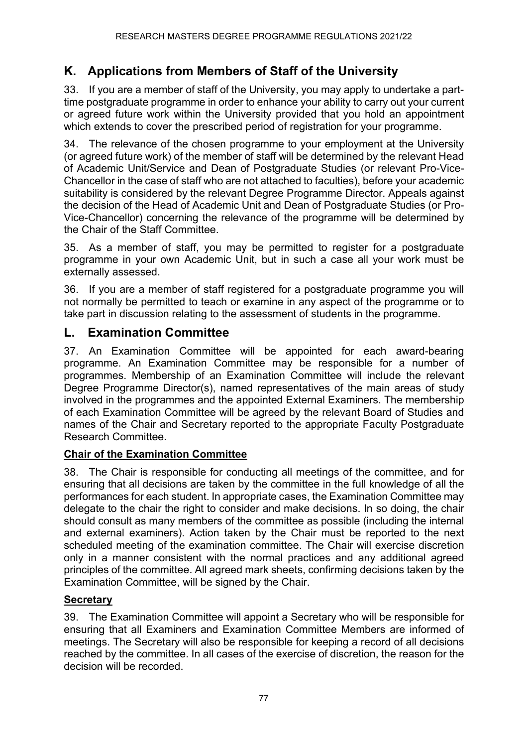## K. Applications from Members of Staff of the University

33. If you are a member of staff of the University, you may apply to undertake a part-time postgraduate programme in order to enhance your ability to carry out your current or agreed future work within the University provided that you hold an appointment which extends to cover the prescribed period of registration for your programme.

34. The relevance of the chosen programme to your employment at the University (or agreed future work) of the member of staff will be determined by the relevant Head of Academic Unit/Service and Dean of Postgraduate Studies (or relevant Pro-Vice-Chancellor in the case of staff who are not attached to faculties), before your academic suitability is considered by the relevant Degree Programme Director. Appeals against the decision of the Head of Academic Unit and Dean of Postgraduate Studies (or Pro-Vice-Chancellor) concerning the relevance of the programme will be determined by the Chair of the Staff Committee.

35. As a member of staff, you may be permitted to register for a postgraduate programme in your own Academic Unit, but in such a case all your work must be externally assessed.

36. If you are a member of staff registered for a postgraduate programme you will not normally be permitted to teach or examine in any aspect of the programme or to take part in discussion relating to the assessment of students in the programme.

## L. Examination Committee

37. An Examination Committee will be appointed for each award-bearing programme. An Examination Committee may be responsible for a number of programmes. Membership of an Examination Committee will include the relevant Degree Programme Director(s), named representatives of the main areas of study involved in the programmes and the appointed External Examiners. The membership of each Examination Committee will be agreed by the relevant Board of Studies and names of the Chair and Secretary reported to the appropriate Faculty Postgraduate Research Committee.

### Chair of the Examination Committee

38. The Chair is responsible for conducting all meetings of the committee, and for ensuring that all decisions are taken by the committee in the full knowledge of all the performances for each student. In appropriate cases, the Examination Committee may delegate to the chair the right to consider and make decisions. In so doing, the chair should consult as many members of the committee as possible (including the internal and external examiners). Action taken by the Chair must be reported to the next scheduled meeting of the examination committee. The Chair will exercise discretion only in a manner consistent with the normal practices and any additional agreed principles of the committee. All agreed mark sheets, confirming decisions taken by the Examination Committee, will be signed by the Chair.

### Secretary

39. The Examination Committee will appoint a Secretary who will be responsible for ensuring that all Examiners and Examination Committee Members are informed of meetings. The Secretary will also be responsible for keeping a record of all decisions reached by the committee. In all cases of the exercise of discretion, the reason for the decision will be recorded.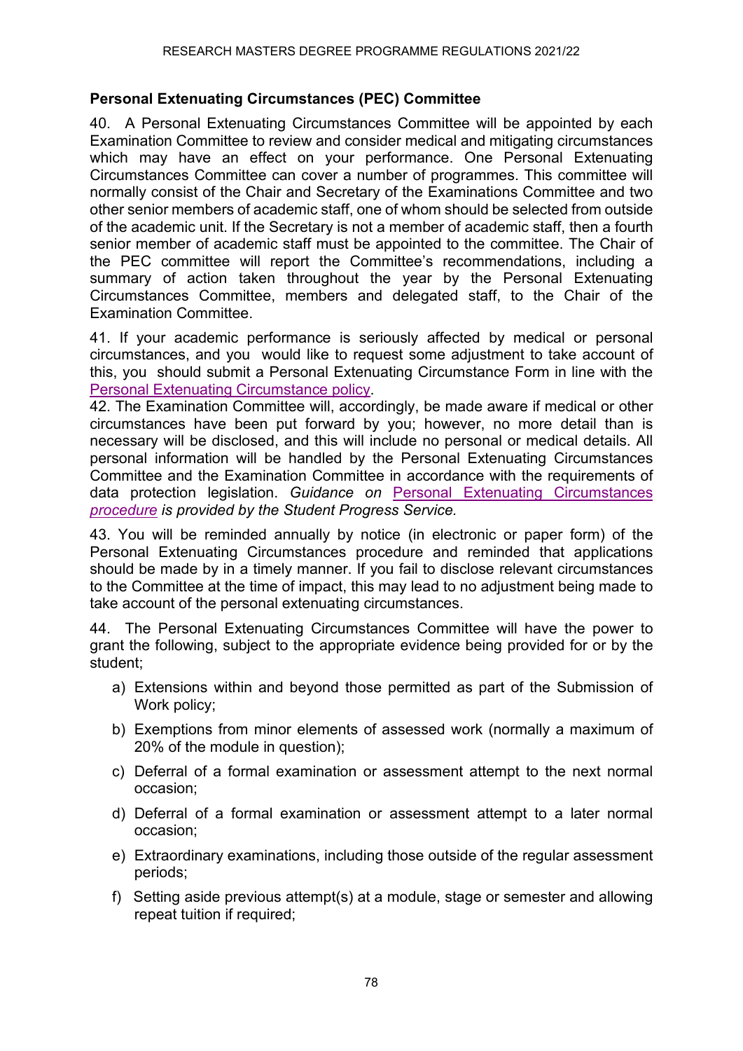**Personal Extenuating Circumstances (PEC) Committee**

40. A Personal Extenuating Circumstances Committee will be appointed by each Examination Committee to review and consider medical and mitigating circumstances which may have an effect on your performance. One Personal Extenuating Circumstances Committee can cover a number of programmes. This committee will normally consist of the Chair and Secretary of the Examinations Committee and two other senior members of academic staff, one of whom should be selected from outside of the academic unit. If the Secretary is not a member of academic staff, then a fourth senior member of academic staff must be appointed to the committee. The Chair of the PEC committee will report the Committee's recommendations, including a summary of action taken throughout the year by the Personal Extenuating Circumstances Committee, members and delegated staff, to the Chair of the Examination Committee.

41. If your academic performance is seriously affected by medical or personal circumstances, and you would like to request some adjustment to take account of this, you should submit a Personal Extenuating Circumstance Form in line with the Personal Extenuating Circumstance policy.

42. The Examination Committee will, accordingly, be made aware if medical or other circumstances have been put forward by you; however, no more detail than is necessary will be disclosed, and this will include no personal or medical details. All personal information will be handled by the Personal Extenuating Circumstances Committee and the Examination Committee in accordance with the requirements of data protection legislation. *Guidance on Personal Extenuating Circumstances procedure is provided by the Student Progress Service.*

43. You will be reminded annually by notice (in electronic or paper form) of the Personal Extenuating Circumstances procedure and reminded that applications should be made by in a timely manner. If you fail to disclose relevant circumstances to the Committee at the time of impact, this may lead to no adjustment being made to take account of the personal extenuating circumstances.

44. The Personal Extenuating Circumstances Committee will have the power to grant the following, subject to the appropriate evidence being provided for or by the student;

a) Extensions within and beyond those permitted as part of the Submission of Work policy;

b) Exemptions from minor elements of assessed work (normally a maximum of 20% of the module in question);

c) Deferral of a formal examination or assessment attempt to the next normal occasion;

d) Deferral of a formal examination or assessment attempt to a later normal occasion;

e) Extraordinary examinations, including those outside of the regular assessment periods;

f) Setting aside previous attempt(s) at a module, stage or semester and allowing repeat tuition if required;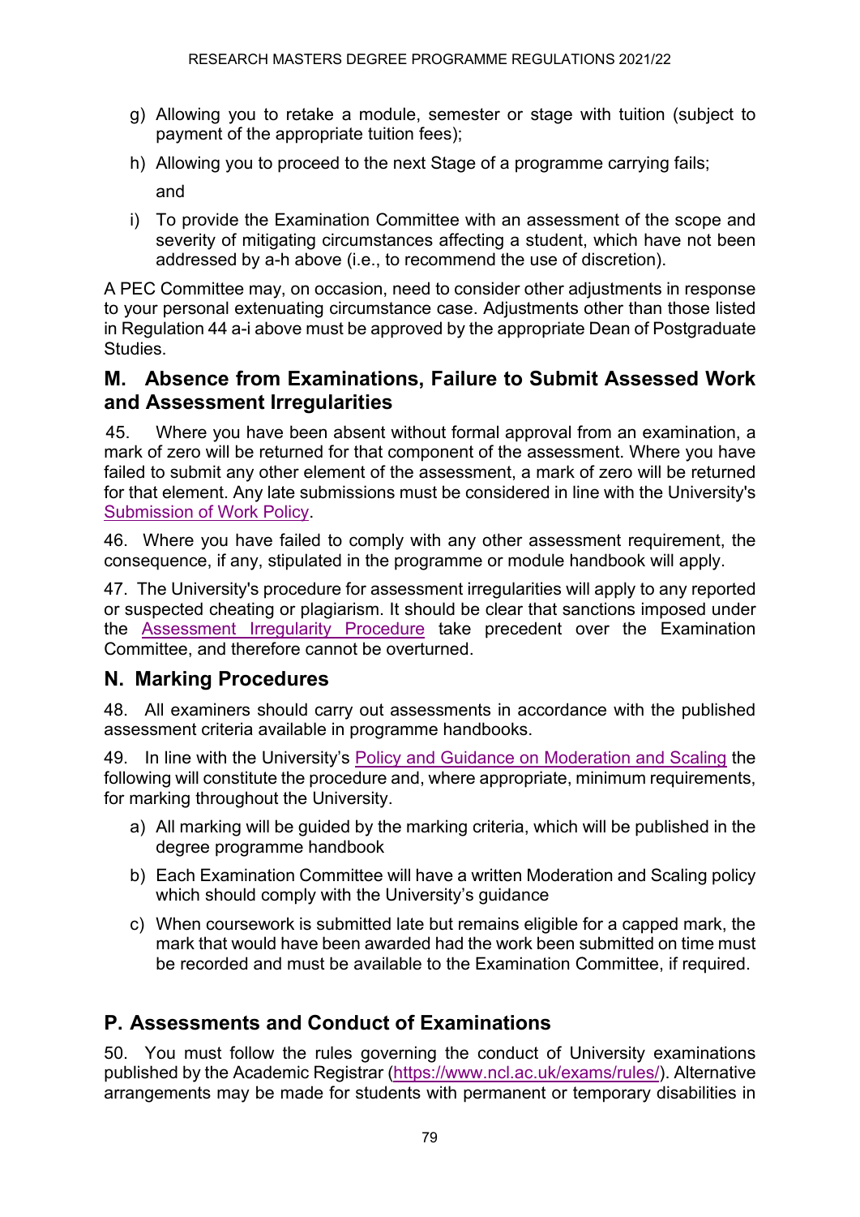g) Allowing you to retake a module, semester or stage with tuition (subject to payment of the appropriate tuition fees);

h) Allowing you to proceed to the next Stage of a programme carrying fails;

   and

i) To provide the Examination Committee with an assessment of the scope and severity of mitigating circumstances affecting a student, which have not been addressed by a-h above (i.e., to recommend the use of discretion).

A PEC Committee may, on occasion, need to consider other adjustments in response to your personal extenuating circumstance case. Adjustments other than those listed in Regulation 44 a-i above must be approved by the appropriate Dean of Postgraduate Studies.

## M. Absence from Examinations, Failure to Submit Assessed Work and Assessment Irregularities

45. Where you have been absent without formal approval from an examination, a mark of zero will be returned for that component of the assessment. Where you have failed to submit any other element of the assessment, a mark of zero will be returned for that element. Any late submissions must be considered in line with the University's Submission of Work Policy.

46. Where you have failed to comply with any other assessment requirement, the consequence, if any, stipulated in the programme or module handbook will apply.

47. The University's procedure for assessment irregularities will apply to any reported or suspected cheating or plagiarism. It should be clear that sanctions imposed under the Assessment Irregularity Procedure take precedent over the Examination Committee, and therefore cannot be overturned.

## N. Marking Procedures

48. All examiners should carry out assessments in accordance with the published assessment criteria available in programme handbooks.

49. In line with the University's Policy and Guidance on Moderation and Scaling the following will constitute the procedure and, where appropriate, minimum requirements, for marking throughout the University.

a) All marking will be guided by the marking criteria, which will be published in the degree programme handbook

b) Each Examination Committee will have a written Moderation and Scaling policy which should comply with the University's guidance

c) When coursework is submitted late but remains eligible for a capped mark, the mark that would have been awarded had the work been submitted on time must be recorded and must be available to the Examination Committee, if required.

## P. Assessments and Conduct of Examinations

50. You must follow the rules governing the conduct of University examinations published by the Academic Registrar (https://www.ncl.ac.uk/exams/rules/). Alternative arrangements may be made for students with permanent or temporary disabilities in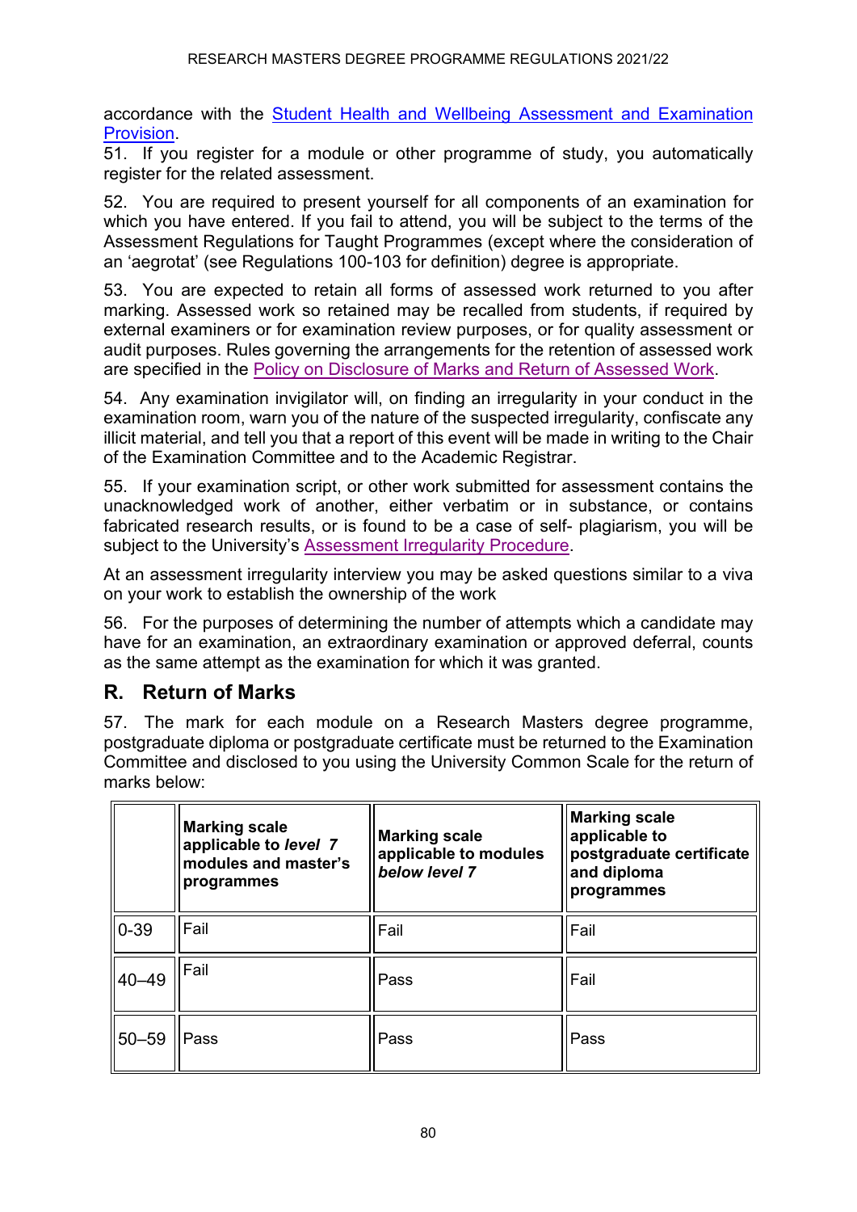accordance with the Student Health and Wellbeing Assessment and Examination Provision.

51. If you register for a module or other programme of study, you automatically register for the related assessment.

52. You are required to present yourself for all components of an examination for which you have entered. If you fail to attend, you will be subject to the terms of the Assessment Regulations for Taught Programmes (except where the consideration of an 'aegrotat' (see Regulations 100-103 for definition) degree is appropriate.

53. You are expected to retain all forms of assessed work returned to you after marking. Assessed work so retained may be recalled from students, if required by external examiners or for examination review purposes, or for quality assessment or audit purposes. Rules governing the arrangements for the retention of assessed work are specified in the Policy on Disclosure of Marks and Return of Assessed Work.

54. Any examination invigilator will, on finding an irregularity in your conduct in the examination room, warn you of the nature of the suspected irregularity, confiscate any illicit material, and tell you that a report of this event will be made in writing to the Chair of the Examination Committee and to the Academic Registrar.

55. If your examination script, or other work submitted for assessment contains the unacknowledged work of another, either verbatim or in substance, or contains fabricated research results, or is found to be a case of self- plagiarism, you will be subject to the University's Assessment Irregularity Procedure.

At an assessment irregularity interview you may be asked questions similar to a viva on your work to establish the ownership of the work

56. For the purposes of determining the number of attempts which a candidate may have for an examination, an extraordinary examination or approved deferral, counts as the same attempt as the examination for which it was granted.

## R. Return of Marks

57. The mark for each module on a Research Masters degree programme, postgraduate diploma or postgraduate certificate must be returned to the Examination Committee and disclosed to you using the University Common Scale for the return of marks below:

| | **Marking scale applicable to *level 7* modules and master's programmes** | **Marking scale applicable to modules *below level 7*** | **Marking scale applicable to postgraduate certificate and diploma programmes** |
|---|---|---|---|
| 0-39 | Fail | Fail | Fail |
| 40–49 | Fail | Pass | Fail |
| 50–59 | Pass | Pass | Pass |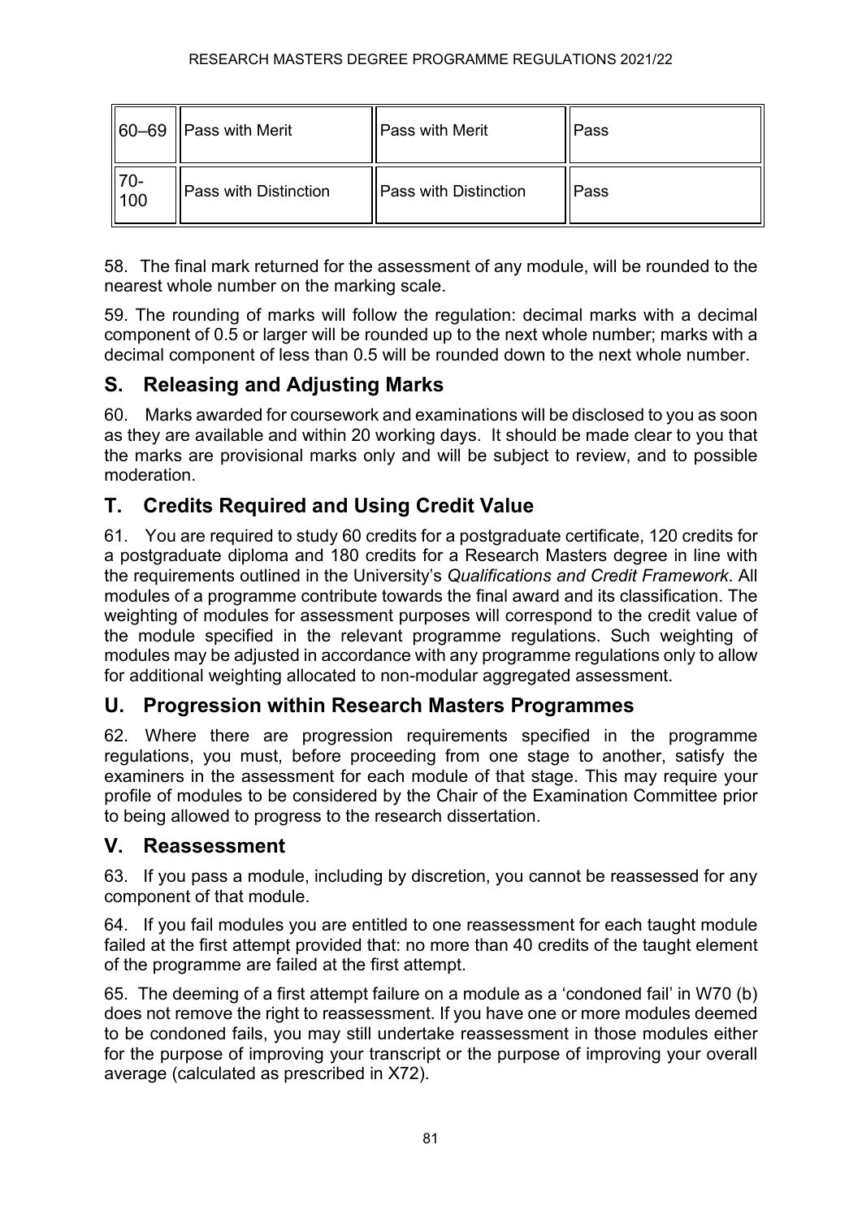| 60–69 | Pass with Merit | Pass with Merit | Pass |
|---|---|---|---|
| 70-100 | Pass with Distinction | Pass with Distinction | Pass |

58. The final mark returned for the assessment of any module, will be rounded to the nearest whole number on the marking scale.

59. The rounding of marks will follow the regulation: decimal marks with a decimal component of 0.5 or larger will be rounded up to the next whole number; marks with a decimal component of less than 0.5 will be rounded down to the next whole number.

## S. Releasing and Adjusting Marks

60. Marks awarded for coursework and examinations will be disclosed to you as soon as they are available and within 20 working days. It should be made clear to you that the marks are provisional marks only and will be subject to review, and to possible moderation.

## T. Credits Required and Using Credit Value

61. You are required to study 60 credits for a postgraduate certificate, 120 credits for a postgraduate diploma and 180 credits for a Research Masters degree in line with the requirements outlined in the University's *Qualifications and Credit Framework*. All modules of a programme contribute towards the final award and its classification. The weighting of modules for assessment purposes will correspond to the credit value of the module specified in the relevant programme regulations. Such weighting of modules may be adjusted in accordance with any programme regulations only to allow for additional weighting allocated to non-modular aggregated assessment.

## U. Progression within Research Masters Programmes

62. Where there are progression requirements specified in the programme regulations, you must, before proceeding from one stage to another, satisfy the examiners in the assessment for each module of that stage. This may require your profile of modules to be considered by the Chair of the Examination Committee prior to being allowed to progress to the research dissertation.

## V. Reassessment

63. If you pass a module, including by discretion, you cannot be reassessed for any component of that module.

64. If you fail modules you are entitled to one reassessment for each taught module failed at the first attempt provided that: no more than 40 credits of the taught element of the programme are failed at the first attempt.

65. The deeming of a first attempt failure on a module as a 'condoned fail' in W70 (b) does not remove the right to reassessment. If you have one or more modules deemed to be condoned fails, you may still undertake reassessment in those modules either for the purpose of improving your transcript or the purpose of improving your overall average (calculated as prescribed in X72).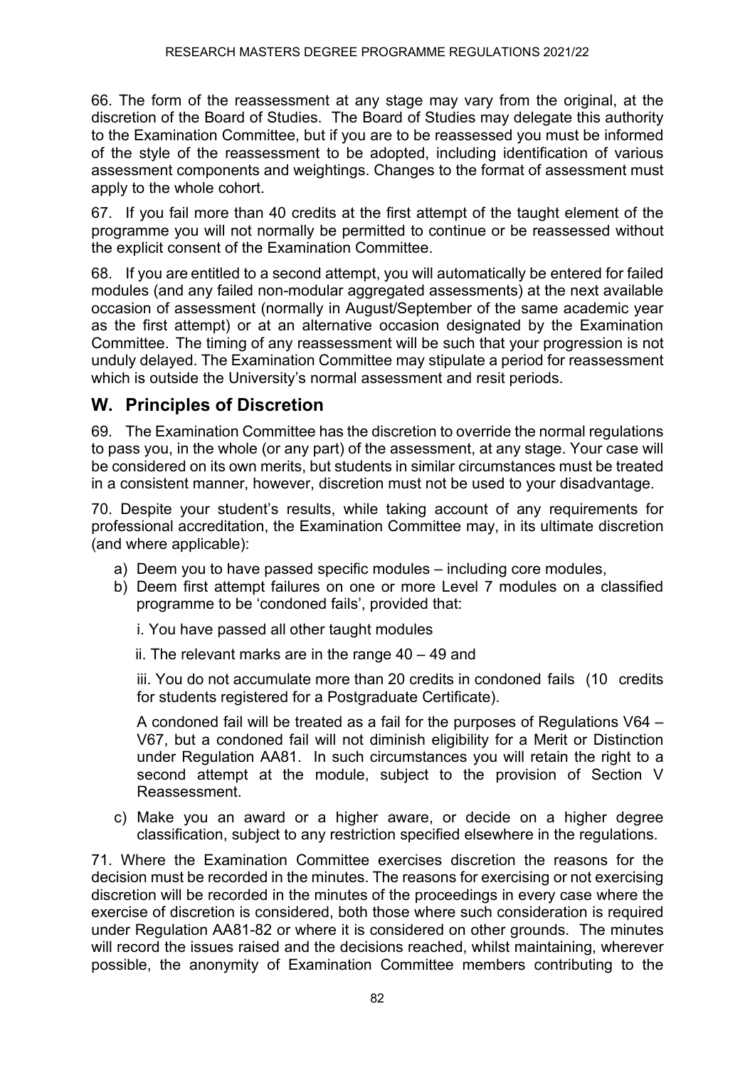66. The form of the reassessment at any stage may vary from the original, at the discretion of the Board of Studies. The Board of Studies may delegate this authority to the Examination Committee, but if you are to be reassessed you must be informed of the style of the reassessment to be adopted, including identification of various assessment components and weightings. Changes to the format of assessment must apply to the whole cohort.

67. If you fail more than 40 credits at the first attempt of the taught element of the programme you will not normally be permitted to continue or be reassessed without the explicit consent of the Examination Committee.

68. If you are entitled to a second attempt, you will automatically be entered for failed modules (and any failed non-modular aggregated assessments) at the next available occasion of assessment (normally in August/September of the same academic year as the first attempt) or at an alternative occasion designated by the Examination Committee. The timing of any reassessment will be such that your progression is not unduly delayed. The Examination Committee may stipulate a period for reassessment which is outside the University's normal assessment and resit periods.

## W. Principles of Discretion

69. The Examination Committee has the discretion to override the normal regulations to pass you, in the whole (or any part) of the assessment, at any stage. Your case will be considered on its own merits, but students in similar circumstances must be treated in a consistent manner, however, discretion must not be used to your disadvantage.

70. Despite your student's results, while taking account of any requirements for professional accreditation, the Examination Committee may, in its ultimate discretion (and where applicable):

a) Deem you to have passed specific modules – including core modules,

b) Deem first attempt failures on one or more Level 7 modules on a classified programme to be 'condoned fails', provided that:

   i. You have passed all other taught modules

   ii. The relevant marks are in the range 40 – 49 and

   iii. You do not accumulate more than 20 credits in condoned fails (10 credits for students registered for a Postgraduate Certificate).

   A condoned fail will be treated as a fail for the purposes of Regulations V64 – V67, but a condoned fail will not diminish eligibility for a Merit or Distinction under Regulation AA81. In such circumstances you will retain the right to a second attempt at the module, subject to the provision of Section V Reassessment.

c) Make you an award or a higher aware, or decide on a higher degree classification, subject to any restriction specified elsewhere in the regulations.

71. Where the Examination Committee exercises discretion the reasons for the decision must be recorded in the minutes. The reasons for exercising or not exercising discretion will be recorded in the minutes of the proceedings in every case where the exercise of discretion is considered, both those where such consideration is required under Regulation AA81-82 or where it is considered on other grounds. The minutes will record the issues raised and the decisions reached, whilst maintaining, wherever possible, the anonymity of Examination Committee members contributing to the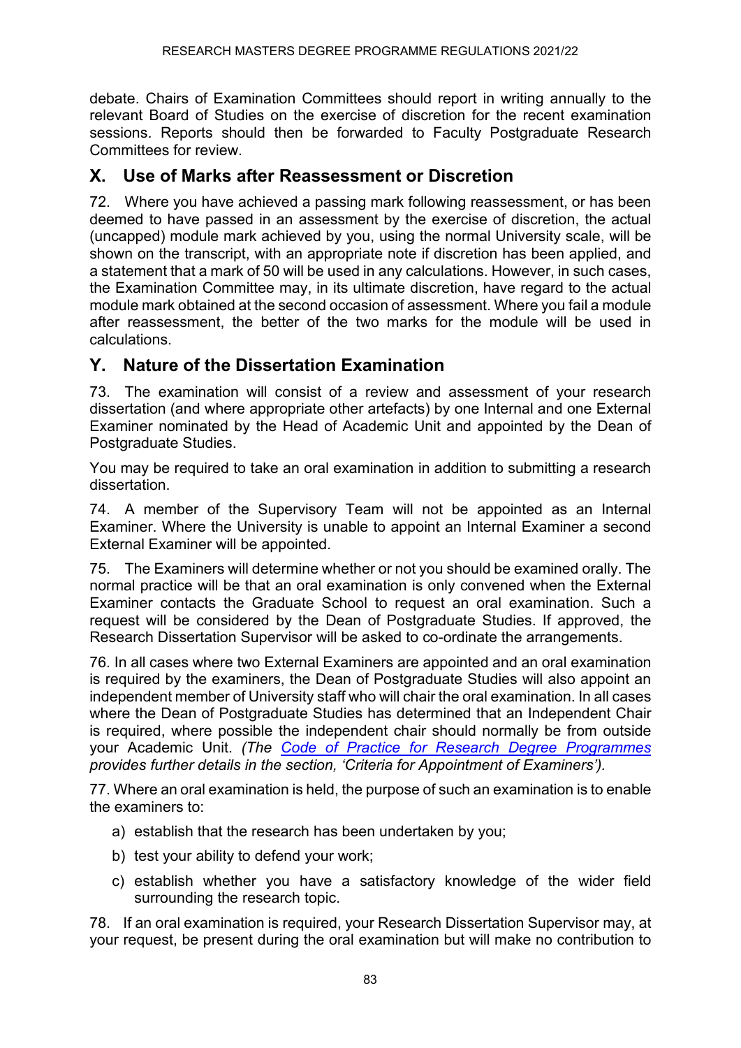debate. Chairs of Examination Committees should report in writing annually to the relevant Board of Studies on the exercise of discretion for the recent examination sessions. Reports should then be forwarded to Faculty Postgraduate Research Committees for review.

## X. Use of Marks after Reassessment or Discretion

72. Where you have achieved a passing mark following reassessment, or has been deemed to have passed in an assessment by the exercise of discretion, the actual (uncapped) module mark achieved by you, using the normal University scale, will be shown on the transcript, with an appropriate note if discretion has been applied, and a statement that a mark of 50 will be used in any calculations. However, in such cases, the Examination Committee may, in its ultimate discretion, have regard to the actual module mark obtained at the second occasion of assessment. Where you fail a module after reassessment, the better of the two marks for the module will be used in calculations.

## Y. Nature of the Dissertation Examination

73. The examination will consist of a review and assessment of your research dissertation (and where appropriate other artefacts) by one Internal and one External Examiner nominated by the Head of Academic Unit and appointed by the Dean of Postgraduate Studies.

You may be required to take an oral examination in addition to submitting a research dissertation.

74. A member of the Supervisory Team will not be appointed as an Internal Examiner. Where the University is unable to appoint an Internal Examiner a second External Examiner will be appointed.

75. The Examiners will determine whether or not you should be examined orally. The normal practice will be that an oral examination is only convened when the External Examiner contacts the Graduate School to request an oral examination. Such a request will be considered by the Dean of Postgraduate Studies. If approved, the Research Dissertation Supervisor will be asked to co-ordinate the arrangements.

76. In all cases where two External Examiners are appointed and an oral examination is required by the examiners, the Dean of Postgraduate Studies will also appoint an independent member of University staff who will chair the oral examination. In all cases where the Dean of Postgraduate Studies has determined that an Independent Chair is required, where possible the independent chair should normally be from outside your Academic Unit. *(The Code of Practice for Research Degree Programmes provides further details in the section, 'Criteria for Appointment of Examiners').*

77. Where an oral examination is held, the purpose of such an examination is to enable the examiners to:

a) establish that the research has been undertaken by you;

b) test your ability to defend your work;

c) establish whether you have a satisfactory knowledge of the wider field surrounding the research topic.

78. If an oral examination is required, your Research Dissertation Supervisor may, at your request, be present during the oral examination but will make no contribution to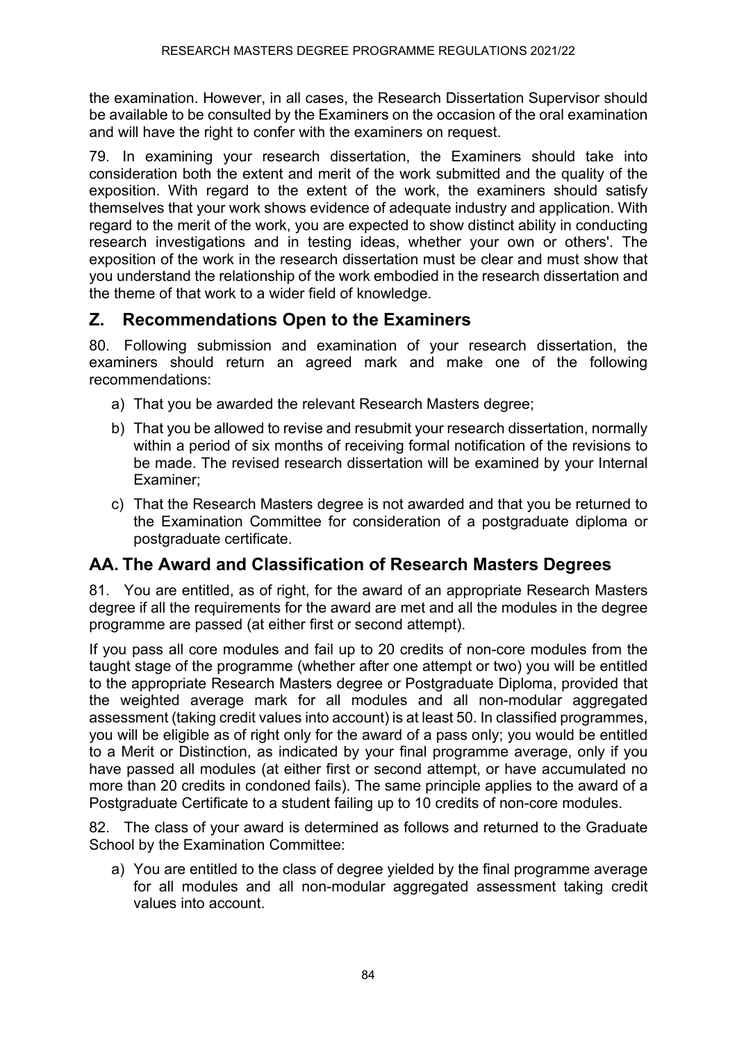the examination. However, in all cases, the Research Dissertation Supervisor should be available to be consulted by the Examiners on the occasion of the oral examination and will have the right to confer with the examiners on request.

79. In examining your research dissertation, the Examiners should take into consideration both the extent and merit of the work submitted and the quality of the exposition. With regard to the extent of the work, the examiners should satisfy themselves that your work shows evidence of adequate industry and application. With regard to the merit of the work, you are expected to show distinct ability in conducting research investigations and in testing ideas, whether your own or others'. The exposition of the work in the research dissertation must be clear and must show that you understand the relationship of the work embodied in the research dissertation and the theme of that work to a wider field of knowledge.

## Z. Recommendations Open to the Examiners

80. Following submission and examination of your research dissertation, the examiners should return an agreed mark and make one of the following recommendations:

a) That you be awarded the relevant Research Masters degree;

b) That you be allowed to revise and resubmit your research dissertation, normally within a period of six months of receiving formal notification of the revisions to be made. The revised research dissertation will be examined by your Internal Examiner;

c) That the Research Masters degree is not awarded and that you be returned to the Examination Committee for consideration of a postgraduate diploma or postgraduate certificate.

## AA. The Award and Classification of Research Masters Degrees

81. You are entitled, as of right, for the award of an appropriate Research Masters degree if all the requirements for the award are met and all the modules in the degree programme are passed (at either first or second attempt).

If you pass all core modules and fail up to 20 credits of non-core modules from the taught stage of the programme (whether after one attempt or two) you will be entitled to the appropriate Research Masters degree or Postgraduate Diploma, provided that the weighted average mark for all modules and all non-modular aggregated assessment (taking credit values into account) is at least 50. In classified programmes, you will be eligible as of right only for the award of a pass only; you would be entitled to a Merit or Distinction, as indicated by your final programme average, only if you have passed all modules (at either first or second attempt, or have accumulated no more than 20 credits in condoned fails). The same principle applies to the award of a Postgraduate Certificate to a student failing up to 10 credits of non-core modules.

82. The class of your award is determined as follows and returned to the Graduate School by the Examination Committee:

a) You are entitled to the class of degree yielded by the final programme average for all modules and all non-modular aggregated assessment taking credit values into account.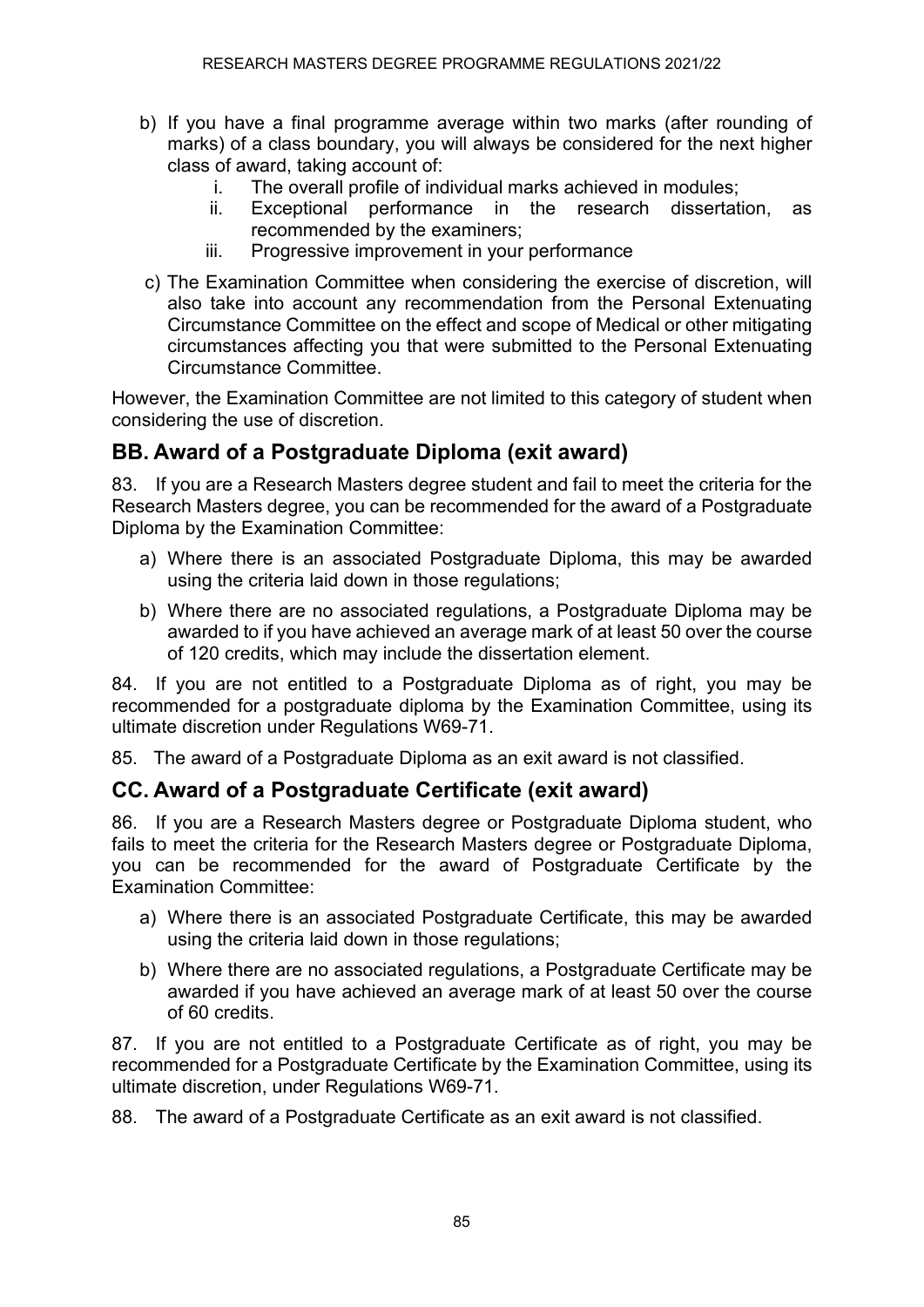b) If you have a final programme average within two marks (after rounding of marks) of a class boundary, you will always be considered for the next higher class of award, taking account of:
   i. The overall profile of individual marks achieved in modules;
   ii. Exceptional performance in the research dissertation, as recommended by the examiners;
   iii. Progressive improvement in your performance

c) The Examination Committee when considering the exercise of discretion, will also take into account any recommendation from the Personal Extenuating Circumstance Committee on the effect and scope of Medical or other mitigating circumstances affecting you that were submitted to the Personal Extenuating Circumstance Committee.

However, the Examination Committee are not limited to this category of student when considering the use of discretion.

## BB. Award of a Postgraduate Diploma (exit award)

83. If you are a Research Masters degree student and fail to meet the criteria for the Research Masters degree, you can be recommended for the award of a Postgraduate Diploma by the Examination Committee:

a) Where there is an associated Postgraduate Diploma, this may be awarded using the criteria laid down in those regulations;

b) Where there are no associated regulations, a Postgraduate Diploma may be awarded to if you have achieved an average mark of at least 50 over the course of 120 credits, which may include the dissertation element.

84. If you are not entitled to a Postgraduate Diploma as of right, you may be recommended for a postgraduate diploma by the Examination Committee, using its ultimate discretion under Regulations W69-71.

85. The award of a Postgraduate Diploma as an exit award is not classified.

## CC. Award of a Postgraduate Certificate (exit award)

86. If you are a Research Masters degree or Postgraduate Diploma student, who fails to meet the criteria for the Research Masters degree or Postgraduate Diploma, you can be recommended for the award of Postgraduate Certificate by the Examination Committee:

a) Where there is an associated Postgraduate Certificate, this may be awarded using the criteria laid down in those regulations;

b) Where there are no associated regulations, a Postgraduate Certificate may be awarded if you have achieved an average mark of at least 50 over the course of 60 credits.

87. If you are not entitled to a Postgraduate Certificate as of right, you may be recommended for a Postgraduate Certificate by the Examination Committee, using its ultimate discretion, under Regulations W69-71.

88. The award of a Postgraduate Certificate as an exit award is not classified.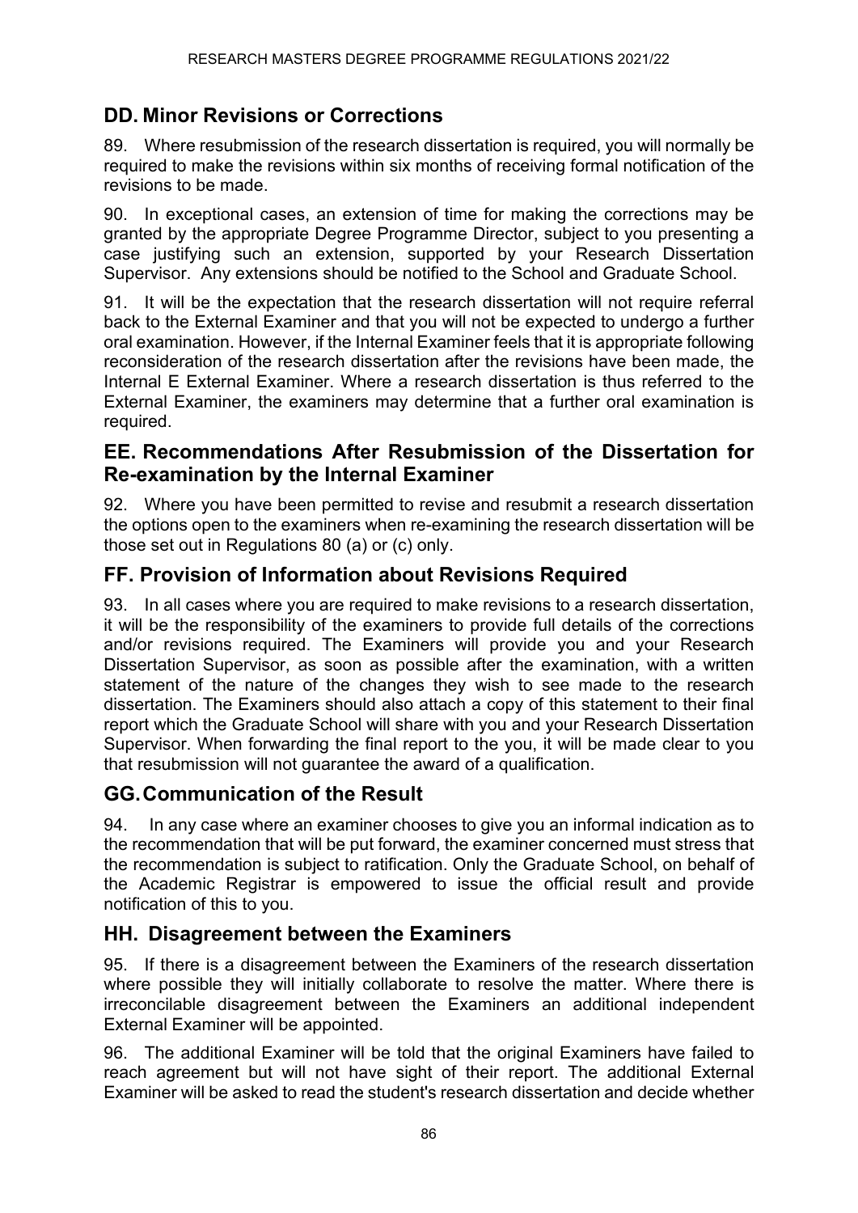## DD. Minor Revisions or Corrections

89. Where resubmission of the research dissertation is required, you will normally be required to make the revisions within six months of receiving formal notification of the revisions to be made.

90. In exceptional cases, an extension of time for making the corrections may be granted by the appropriate Degree Programme Director, subject to you presenting a case justifying such an extension, supported by your Research Dissertation Supervisor. Any extensions should be notified to the School and Graduate School.

91. It will be the expectation that the research dissertation will not require referral back to the External Examiner and that you will not be expected to undergo a further oral examination. However, if the Internal Examiner feels that it is appropriate following reconsideration of the research dissertation after the revisions have been made, the Internal E External Examiner. Where a research dissertation is thus referred to the External Examiner, the examiners may determine that a further oral examination is required.

## EE. Recommendations After Resubmission of the Dissertation for Re-examination by the Internal Examiner

92. Where you have been permitted to revise and resubmit a research dissertation the options open to the examiners when re-examining the research dissertation will be those set out in Regulations 80 (a) or (c) only.

## FF. Provision of Information about Revisions Required

93. In all cases where you are required to make revisions to a research dissertation, it will be the responsibility of the examiners to provide full details of the corrections and/or revisions required. The Examiners will provide you and your Research Dissertation Supervisor, as soon as possible after the examination, with a written statement of the nature of the changes they wish to see made to the research dissertation. The Examiners should also attach a copy of this statement to their final report which the Graduate School will share with you and your Research Dissertation Supervisor. When forwarding the final report to the you, it will be made clear to you that resubmission will not guarantee the award of a qualification.

## GG. Communication of the Result

94. In any case where an examiner chooses to give you an informal indication as to the recommendation that will be put forward, the examiner concerned must stress that the recommendation is subject to ratification. Only the Graduate School, on behalf of the Academic Registrar is empowered to issue the official result and provide notification of this to you.

## HH. Disagreement between the Examiners

95. If there is a disagreement between the Examiners of the research dissertation where possible they will initially collaborate to resolve the matter. Where there is irreconcilable disagreement between the Examiners an additional independent External Examiner will be appointed.

96. The additional Examiner will be told that the original Examiners have failed to reach agreement but will not have sight of their report. The additional External Examiner will be asked to read the student's research dissertation and decide whether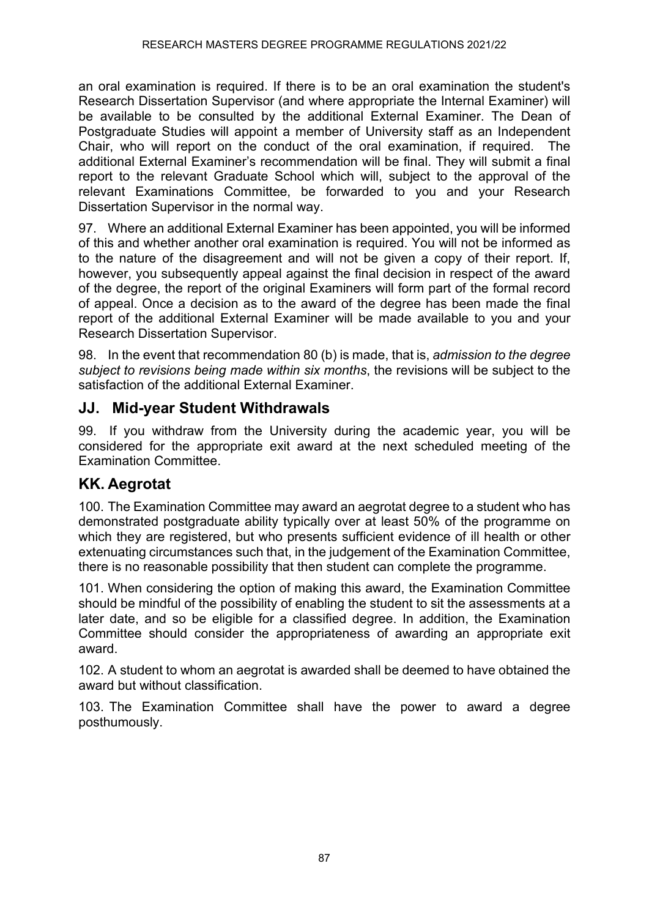an oral examination is required. If there is to be an oral examination the student's Research Dissertation Supervisor (and where appropriate the Internal Examiner) will be available to be consulted by the additional External Examiner. The Dean of Postgraduate Studies will appoint a member of University staff as an Independent Chair, who will report on the conduct of the oral examination, if required. The additional External Examiner's recommendation will be final. They will submit a final report to the relevant Graduate School which will, subject to the approval of the relevant Examinations Committee, be forwarded to you and your Research Dissertation Supervisor in the normal way.

97. Where an additional External Examiner has been appointed, you will be informed of this and whether another oral examination is required. You will not be informed as to the nature of the disagreement and will not be given a copy of their report. If, however, you subsequently appeal against the final decision in respect of the award of the degree, the report of the original Examiners will form part of the formal record of appeal. Once a decision as to the award of the degree has been made the final report of the additional External Examiner will be made available to you and your Research Dissertation Supervisor.

98. In the event that recommendation 80 (b) is made, that is, *admission to the degree subject to revisions being made within six months*, the revisions will be subject to the satisfaction of the additional External Examiner.

## JJ. Mid-year Student Withdrawals

99. If you withdraw from the University during the academic year, you will be considered for the appropriate exit award at the next scheduled meeting of the Examination Committee.

## KK. Aegrotat

100. The Examination Committee may award an aegrotat degree to a student who has demonstrated postgraduate ability typically over at least 50% of the programme on which they are registered, but who presents sufficient evidence of ill health or other extenuating circumstances such that, in the judgement of the Examination Committee, there is no reasonable possibility that then student can complete the programme.

101. When considering the option of making this award, the Examination Committee should be mindful of the possibility of enabling the student to sit the assessments at a later date, and so be eligible for a classified degree. In addition, the Examination Committee should consider the appropriateness of awarding an appropriate exit award.

102. A student to whom an aegrotat is awarded shall be deemed to have obtained the award but without classification.

103. The Examination Committee shall have the power to award a degree posthumously.